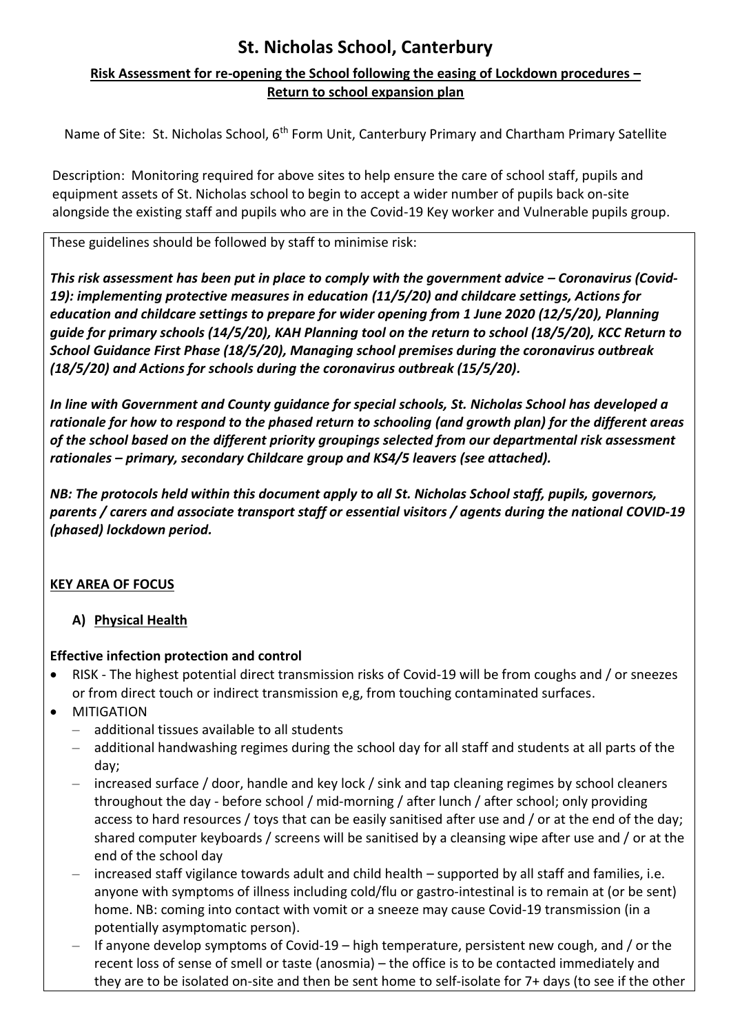# St. Nicholas School, Canterbury

## Risk Assessment for re-opening the School following the easing of Lockdown procedures – Return to school expansion plan

Name of Site: St. Nicholas School, 6th Form Unit, Canterbury Primary and Chartham Primary Satellite

Description: Monitoring required for above sites to help ensure the care of school staff, pupils and equipment assets of St. Nicholas school to begin to accept a wider number of pupils back on-site alongside the existing staff and pupils who are in the Covid-19 Key worker and Vulnerable pupils group.

These guidelines should be followed by staff to minimise risk:

***This risk assessment has been put in place to comply with the government advice – Coronavirus (Covid-19): implementing protective measures in education (11/5/20) and childcare settings, Actions for education and childcare settings to prepare for wider opening from 1 June 2020 (12/5/20), Planning guide for primary schools (14/5/20), KAH Planning tool on the return to school (18/5/20), KCC Return to School Guidance First Phase (18/5/20), Managing school premises during the coronavirus outbreak (18/5/20) and Actions for schools during the coronavirus outbreak (15/5/20).***

***In line with Government and County guidance for special schools, St. Nicholas School has developed a rationale for how to respond to the phased return to schooling (and growth plan) for the different areas of the school based on the different priority groupings selected from our departmental risk assessment rationales – primary, secondary Childcare group and KS4/5 leavers (see attached).***

***NB: The protocols held within this document apply to all St. Nicholas School staff, pupils, governors, parents / carers and associate transport staff or essential visitors / agents during the national COVID-19 (phased) lockdown period.***

**KEY AREA OF FOCUS**

**A) Physical Health**

**Effective infection protection and control**

- RISK - The highest potential direct transmission risks of Covid-19 will be from coughs and / or sneezes or from direct touch or indirect transmission e,g, from touching contaminated surfaces.
- MITIGATION
  - additional tissues available to all students
  - additional handwashing regimes during the school day for all staff and students at all parts of the day;
  - increased surface / door, handle and key lock / sink and tap cleaning regimes by school cleaners throughout the day - before school / mid-morning / after lunch / after school; only providing access to hard resources / toys that can be easily sanitised after use and / or at the end of the day; shared computer keyboards / screens will be sanitised by a cleansing wipe after use and / or at the end of the school day
  - increased staff vigilance towards adult and child health – supported by all staff and families, i.e. anyone with symptoms of illness including cold/flu or gastro-intestinal is to remain at (or be sent) home. NB: coming into contact with vomit or a sneeze may cause Covid-19 transmission (in a potentially asymptomatic person).
  - If anyone develop symptoms of Covid-19 – high temperature, persistent new cough, and / or the recent loss of sense of smell or taste (anosmia) – the office is to be contacted immediately and they are to be isolated on-site and then be sent home to self-isolate for 7+ days (to see if the other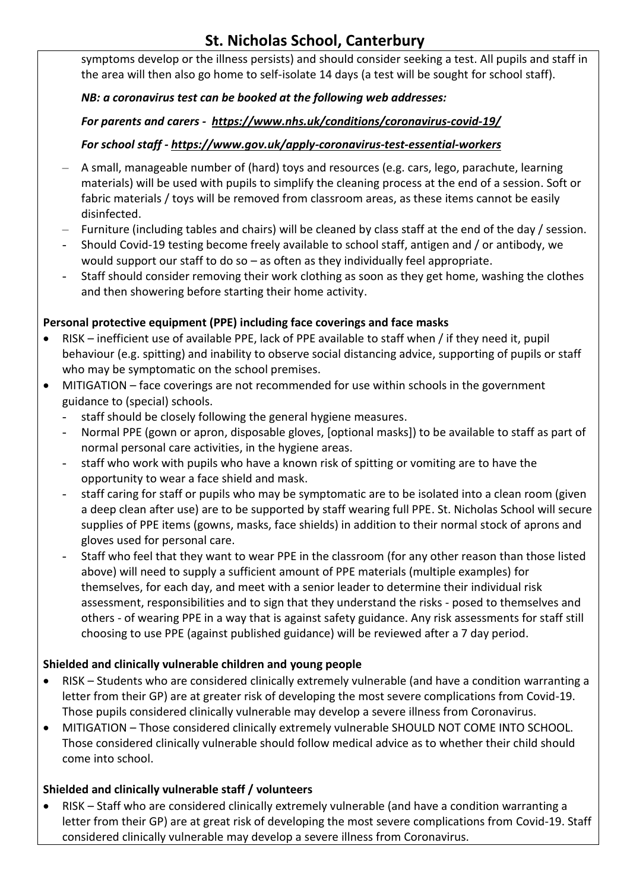symptoms develop or the illness persists) and should consider seeking a test. All pupils and staff in the area will then also go home to self-isolate 14 days (a test will be sought for school staff).

***NB: a coronavirus test can be booked at the following web addresses:***

***For parents and carers - https://www.nhs.uk/conditions/coronavirus-covid-19/***

***For school staff - https://www.gov.uk/apply-coronavirus-test-essential-workers***

- A small, manageable number of (hard) toys and resources (e.g. cars, lego, parachute, learning materials) will be used with pupils to simplify the cleaning process at the end of a session. Soft or fabric materials / toys will be removed from classroom areas, as these items cannot be easily disinfected.
- Furniture (including tables and chairs) will be cleaned by class staff at the end of the day / session.
- Should Covid-19 testing become freely available to school staff, antigen and / or antibody, we would support our staff to do so – as often as they individually feel appropriate.
- Staff should consider removing their work clothing as soon as they get home, washing the clothes and then showering before starting their home activity.

**Personal protective equipment (PPE) including face coverings and face masks**

- RISK – inefficient use of available PPE, lack of PPE available to staff when / if they need it, pupil behaviour (e.g. spitting) and inability to observe social distancing advice, supporting of pupils or staff who may be symptomatic on the school premises.
- MITIGATION – face coverings are not recommended for use within schools in the government guidance to (special) schools.
  - staff should be closely following the general hygiene measures.
  - Normal PPE (gown or apron, disposable gloves, [optional masks]) to be available to staff as part of normal personal care activities, in the hygiene areas.
  - staff who work with pupils who have a known risk of spitting or vomiting are to have the opportunity to wear a face shield and mask.
  - staff caring for staff or pupils who may be symptomatic are to be isolated into a clean room (given a deep clean after use) are to be supported by staff wearing full PPE. St. Nicholas School will secure supplies of PPE items (gowns, masks, face shields) in addition to their normal stock of aprons and gloves used for personal care.
  - Staff who feel that they want to wear PPE in the classroom (for any other reason than those listed above) will need to supply a sufficient amount of PPE materials (multiple examples) for themselves, for each day, and meet with a senior leader to determine their individual risk assessment, responsibilities and to sign that they understand the risks - posed to themselves and others - of wearing PPE in a way that is against safety guidance. Any risk assessments for staff still choosing to use PPE (against published guidance) will be reviewed after a 7 day period.

**Shielded and clinically vulnerable children and young people**

- RISK – Students who are considered clinically extremely vulnerable (and have a condition warranting a letter from their GP) are at greater risk of developing the most severe complications from Covid-19. Those pupils considered clinically vulnerable may develop a severe illness from Coronavirus.
- MITIGATION – Those considered clinically extremely vulnerable SHOULD NOT COME INTO SCHOOL. Those considered clinically vulnerable should follow medical advice as to whether their child should come into school.

**Shielded and clinically vulnerable staff / volunteers**

- RISK – Staff who are considered clinically extremely vulnerable (and have a condition warranting a letter from their GP) are at great risk of developing the most severe complications from Covid-19. Staff considered clinically vulnerable may develop a severe illness from Coronavirus.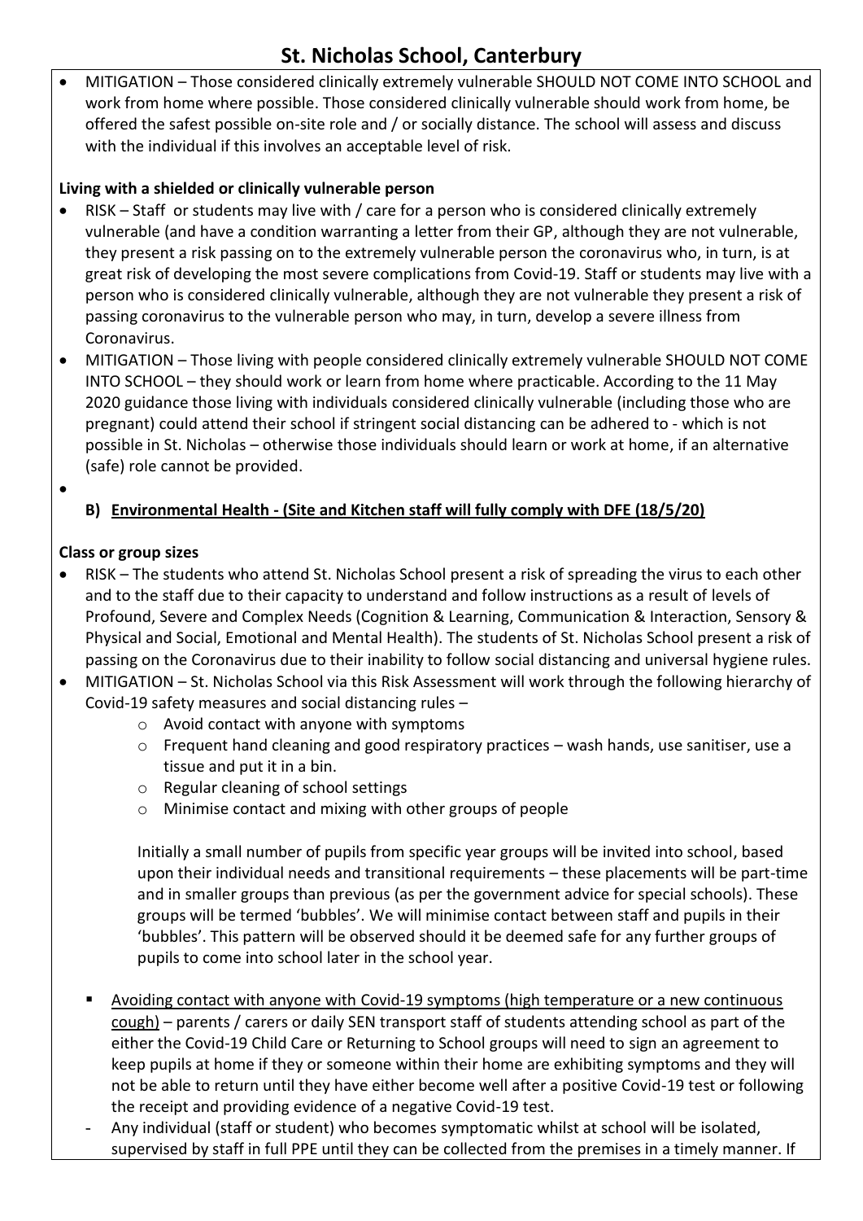- MITIGATION – Those considered clinically extremely vulnerable SHOULD NOT COME INTO SCHOOL and work from home where possible. Those considered clinically vulnerable should work from home, be offered the safest possible on-site role and / or socially distance. The school will assess and discuss with the individual if this involves an acceptable level of risk.

**Living with a shielded or clinically vulnerable person**

- RISK – Staff or students may live with / care for a person who is considered clinically extremely vulnerable (and have a condition warranting a letter from their GP, although they are not vulnerable, they present a risk passing on to the extremely vulnerable person the coronavirus who, in turn, is at great risk of developing the most severe complications from Covid-19. Staff or students may live with a person who is considered clinically vulnerable, although they are not vulnerable they present a risk of passing coronavirus to the vulnerable person who may, in turn, develop a severe illness from Coronavirus.
- MITIGATION – Those living with people considered clinically extremely vulnerable SHOULD NOT COME INTO SCHOOL – they should work or learn from home where practicable. According to the 11 May 2020 guidance those living with individuals considered clinically vulnerable (including those who are pregnant) could attend their school if stringent social distancing can be adhered to - which is not possible in St. Nicholas – otherwise those individuals should learn or work at home, if an alternative (safe) role cannot be provided.
-

**B) <u>Environmental Health - (Site and Kitchen staff will fully comply with DFE (18/5/20)</u>**

**Class or group sizes**

- RISK – The students who attend St. Nicholas School present a risk of spreading the virus to each other and to the staff due to their capacity to understand and follow instructions as a result of levels of Profound, Severe and Complex Needs (Cognition & Learning, Communication & Interaction, Sensory & Physical and Social, Emotional and Mental Health). The students of St. Nicholas School present a risk of passing on the Coronavirus due to their inability to follow social distancing and universal hygiene rules.
- MITIGATION – St. Nicholas School via this Risk Assessment will work through the following hierarchy of Covid-19 safety measures and social distancing rules –
    - Avoid contact with anyone with symptoms
    - Frequent hand cleaning and good respiratory practices – wash hands, use sanitiser, use a tissue and put it in a bin.
    - Regular cleaning of school settings
    - Minimise contact and mixing with other groups of people

  Initially a small number of pupils from specific year groups will be invited into school, based upon their individual needs and transitional requirements – these placements will be part-time and in smaller groups than previous (as per the government advice for special schools). These groups will be termed 'bubbles'. We will minimise contact between staff and pupils in their 'bubbles'. This pattern will be observed should it be deemed safe for any further groups of pupils to come into school later in the school year.

  - <u>Avoiding contact with anyone with Covid-19 symptoms (high temperature or a new continuous cough)</u> – parents / carers or daily SEN transport staff of students attending school as part of the either the Covid-19 Child Care or Returning to School groups will need to sign an agreement to keep pupils at home if they or someone within their home are exhibiting symptoms and they will not be able to return until they have either become well after a positive Covid-19 test or following the receipt and providing evidence of a negative Covid-19 test.

  - Any individual (staff or student) who becomes symptomatic whilst at school will be isolated, supervised by staff in full PPE until they can be collected from the premises in a timely manner. If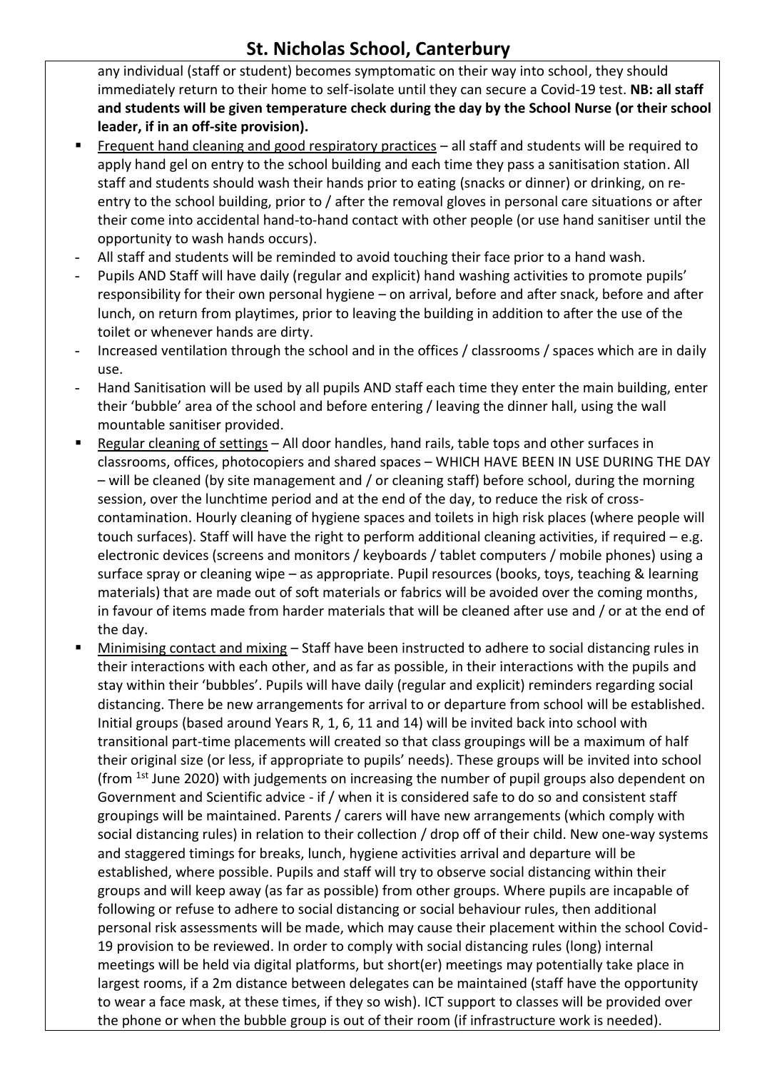any individual (staff or student) becomes symptomatic on their way into school, they should immediately return to their home to self-isolate until they can secure a Covid-19 test. **NB: all staff and students will be given temperature check during the day by the School Nurse (or their school leader, if in an off-site provision).**

- Frequent hand cleaning and good respiratory practices – all staff and students will be required to apply hand gel on entry to the school building and each time they pass a sanitisation station. All staff and students should wash their hands prior to eating (snacks or dinner) or drinking, on re-entry to the school building, prior to / after the removal gloves in personal care situations or after their come into accidental hand-to-hand contact with other people (or use hand sanitiser until the opportunity to wash hands occurs).
  - All staff and students will be reminded to avoid touching their face prior to a hand wash.
  - Pupils AND Staff will have daily (regular and explicit) hand washing activities to promote pupils' responsibility for their own personal hygiene – on arrival, before and after snack, before and after lunch, on return from playtimes, prior to leaving the building in addition to after the use of the toilet or whenever hands are dirty.
  - Increased ventilation through the school and in the offices / classrooms / spaces which are in daily use.
  - Hand Sanitisation will be used by all pupils AND staff each time they enter the main building, enter their 'bubble' area of the school and before entering / leaving the dinner hall, using the wall mountable sanitiser provided.
- Regular cleaning of settings – All door handles, hand rails, table tops and other surfaces in classrooms, offices, photocopiers and shared spaces – WHICH HAVE BEEN IN USE DURING THE DAY – will be cleaned (by site management and / or cleaning staff) before school, during the morning session, over the lunchtime period and at the end of the day, to reduce the risk of cross-contamination. Hourly cleaning of hygiene spaces and toilets in high risk places (where people will touch surfaces). Staff will have the right to perform additional cleaning activities, if required – e.g. electronic devices (screens and monitors / keyboards / tablet computers / mobile phones) using a surface spray or cleaning wipe – as appropriate. Pupil resources (books, toys, teaching & learning materials) that are made out of soft materials or fabrics will be avoided over the coming months, in favour of items made from harder materials that will be cleaned after use and / or at the end of the day.
- Minimising contact and mixing – Staff have been instructed to adhere to social distancing rules in their interactions with each other, and as far as possible, in their interactions with the pupils and stay within their 'bubbles'. Pupils will have daily (regular and explicit) reminders regarding social distancing. There be new arrangements for arrival to or departure from school will be established. Initial groups (based around Years R, 1, 6, 11 and 14) will be invited back into school with transitional part-time placements will created so that class groupings will be a maximum of half their original size (or less, if appropriate to pupils' needs). These groups will be invited into school (from 1st June 2020) with judgements on increasing the number of pupil groups also dependent on Government and Scientific advice - if / when it is considered safe to do so and consistent staff groupings will be maintained. Parents / carers will have new arrangements (which comply with social distancing rules) in relation to their collection / drop off of their child. New one-way systems and staggered timings for breaks, lunch, hygiene activities arrival and departure will be established, where possible. Pupils and staff will try to observe social distancing within their groups and will keep away (as far as possible) from other groups. Where pupils are incapable of following or refuse to adhere to social distancing or social behaviour rules, then additional personal risk assessments will be made, which may cause their placement within the school Covid-19 provision to be reviewed. In order to comply with social distancing rules (long) internal meetings will be held via digital platforms, but short(er) meetings may potentially take place in largest rooms, if a 2m distance between delegates can be maintained (staff have the opportunity to wear a face mask, at these times, if they so wish). ICT support to classes will be provided over the phone or when the bubble group is out of their room (if infrastructure work is needed).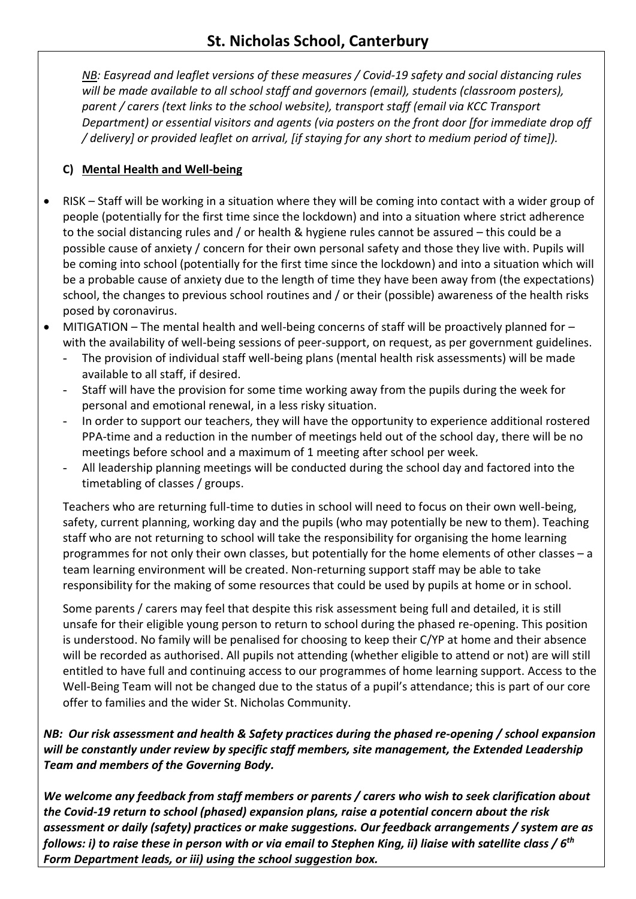*NB: Easyread and leaflet versions of these measures / Covid-19 safety and social distancing rules will be made available to all school staff and governors (email), students (classroom posters), parent / carers (text links to the school website), transport staff (email via KCC Transport Department) or essential visitors and agents (via posters on the front door [for immediate drop off / delivery] or provided leaflet on arrival, [if staying for any short to medium period of time]).*

### C) Mental Health and Well-being

- RISK – Staff will be working in a situation where they will be coming into contact with a wider group of people (potentially for the first time since the lockdown) and into a situation where strict adherence to the social distancing rules and / or health & hygiene rules cannot be assured – this could be a possible cause of anxiety / concern for their own personal safety and those they live with. Pupils will be coming into school (potentially for the first time since the lockdown) and into a situation which will be a probable cause of anxiety due to the length of time they have been away from (the expectations) school, the changes to previous school routines and / or their (possible) awareness of the health risks posed by coronavirus.
- MITIGATION – The mental health and well-being concerns of staff will be proactively planned for – with the availability of well-being sessions of peer-support, on request, as per government guidelines.
  - The provision of individual staff well-being plans (mental health risk assessments) will be made available to all staff, if desired.
  - Staff will have the provision for some time working away from the pupils during the week for personal and emotional renewal, in a less risky situation.
  - In order to support our teachers, they will have the opportunity to experience additional rostered PPA-time and a reduction in the number of meetings held out of the school day, there will be no meetings before school and a maximum of 1 meeting after school per week.
  - All leadership planning meetings will be conducted during the school day and factored into the timetabling of classes / groups.

  Teachers who are returning full-time to duties in school will need to focus on their own well-being, safety, current planning, working day and the pupils (who may potentially be new to them). Teaching staff who are not returning to school will take the responsibility for organising the home learning programmes for not only their own classes, but potentially for the home elements of other classes – a team learning environment will be created. Non-returning support staff may be able to take responsibility for the making of some resources that could be used by pupils at home or in school.

  Some parents / carers may feel that despite this risk assessment being full and detailed, it is still unsafe for their eligible young person to return to school during the phased re-opening. This position is understood. No family will be penalised for choosing to keep their C/YP at home and their absence will be recorded as authorised. All pupils not attending (whether eligible to attend or not) are will still entitled to have full and continuing access to our programmes of home learning support. Access to the Well-Being Team will not be changed due to the status of a pupil's attendance; this is part of our core offer to families and the wider St. Nicholas Community.

***NB: Our risk assessment and health & Safety practices during the phased re-opening / school expansion will be constantly under review by specific staff members, site management, the Extended Leadership Team and members of the Governing Body.***

***We welcome any feedback from staff members or parents / carers who wish to seek clarification about the Covid-19 return to school (phased) expansion plans, raise a potential concern about the risk assessment or daily (safety) practices or make suggestions. Our feedback arrangements / system are as follows: i) to raise these in person with or via email to Stephen King, ii) liaise with satellite class / 6th Form Department leads, or iii) using the school suggestion box.***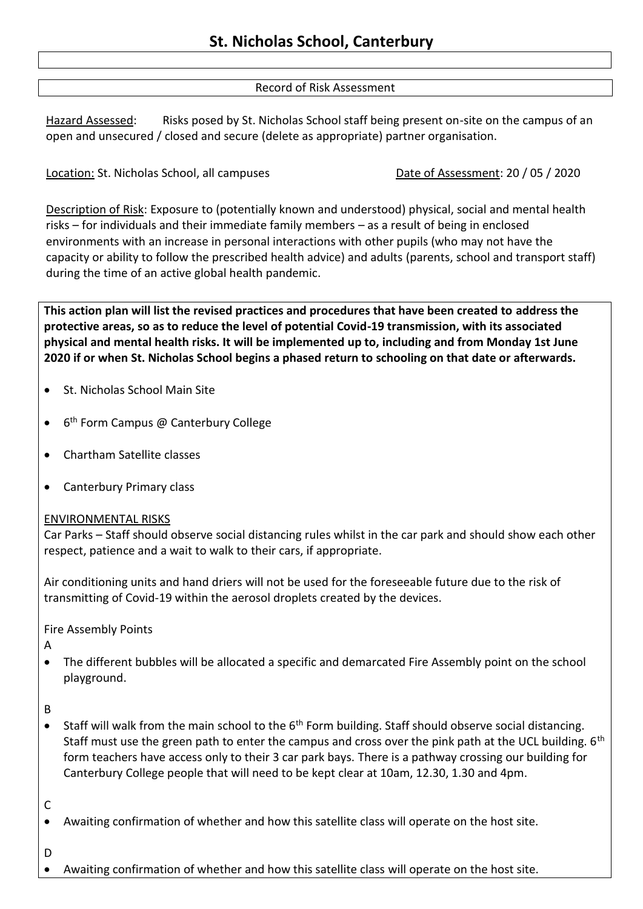# St. Nicholas School, Canterbury

Record of Risk Assessment

Hazard Assessed: Risks posed by St. Nicholas School staff being present on-site on the campus of an open and unsecured / closed and secure (delete as appropriate) partner organisation.

Location: St. Nicholas School, all campuses Date of Assessment: 20 / 05 / 2020

Description of Risk: Exposure to (potentially known and understood) physical, social and mental health risks – for individuals and their immediate family members – as a result of being in enclosed environments with an increase in personal interactions with other pupils (who may not have the capacity or ability to follow the prescribed health advice) and adults (parents, school and transport staff) during the time of an active global health pandemic.

**This action plan will list the revised practices and procedures that have been created to address the protective areas, so as to reduce the level of potential Covid-19 transmission, with its associated physical and mental health risks. It will be implemented up to, including and from Monday 1st June 2020 if or when St. Nicholas School begins a phased return to schooling on that date or afterwards.**

- St. Nicholas School Main Site
- 6th Form Campus @ Canterbury College
- Chartham Satellite classes
- Canterbury Primary class

ENVIRONMENTAL RISKS

Car Parks – Staff should observe social distancing rules whilst in the car park and should show each other respect, patience and a wait to walk to their cars, if appropriate.

Air conditioning units and hand driers will not be used for the foreseeable future due to the risk of transmitting of Covid-19 within the aerosol droplets created by the devices.

Fire Assembly Points

A

- The different bubbles will be allocated a specific and demarcated Fire Assembly point on the school playground.

B

- Staff will walk from the main school to the 6th Form building. Staff should observe social distancing. Staff must use the green path to enter the campus and cross over the pink path at the UCL building. 6th form teachers have access only to their 3 car park bays. There is a pathway crossing our building for Canterbury College people that will need to be kept clear at 10am, 12.30, 1.30 and 4pm.

C

- Awaiting confirmation of whether and how this satellite class will operate on the host site.

D

- Awaiting confirmation of whether and how this satellite class will operate on the host site.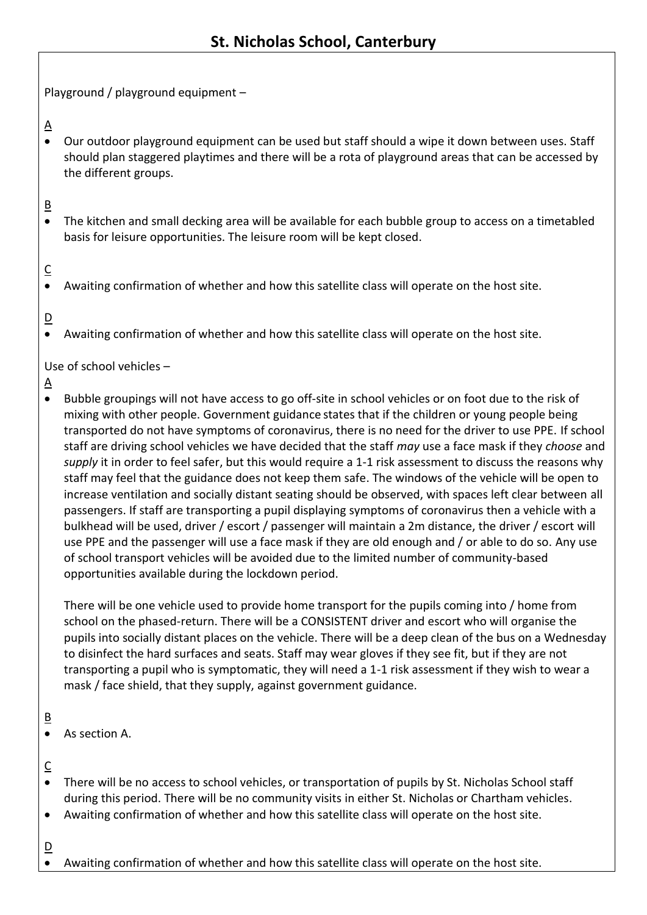# St. Nicholas School, Canterbury

Playground / playground equipment –

A

- Our outdoor playground equipment can be used but staff should a wipe it down between uses. Staff should plan staggered playtimes and there will be a rota of playground areas that can be accessed by the different groups.

B

- The kitchen and small decking area will be available for each bubble group to access on a timetabled basis for leisure opportunities. The leisure room will be kept closed.

C

- Awaiting confirmation of whether and how this satellite class will operate on the host site.

D

- Awaiting confirmation of whether and how this satellite class will operate on the host site.

Use of school vehicles –

A

- Bubble groupings will not have access to go off-site in school vehicles or on foot due to the risk of mixing with other people. Government guidance states that if the children or young people being transported do not have symptoms of coronavirus, there is no need for the driver to use PPE. If school staff are driving school vehicles we have decided that the staff *may* use a face mask if they *choose* and *supply* it in order to feel safer, but this would require a 1-1 risk assessment to discuss the reasons why staff may feel that the guidance does not keep them safe. The windows of the vehicle will be open to increase ventilation and socially distant seating should be observed, with spaces left clear between all passengers. If staff are transporting a pupil displaying symptoms of coronavirus then a vehicle with a bulkhead will be used, driver / escort / passenger will maintain a 2m distance, the driver / escort will use PPE and the passenger will use a face mask if they are old enough and / or able to do so. Any use of school transport vehicles will be avoided due to the limited number of community-based opportunities available during the lockdown period.

  There will be one vehicle used to provide home transport for the pupils coming into / home from school on the phased-return. There will be a CONSISTENT driver and escort who will organise the pupils into socially distant places on the vehicle. There will be a deep clean of the bus on a Wednesday to disinfect the hard surfaces and seats. Staff may wear gloves if they see fit, but if they are not transporting a pupil who is symptomatic, they will need a 1-1 risk assessment if they wish to wear a mask / face shield, that they supply, against government guidance.

B

- As section A.

C

- There will be no access to school vehicles, or transportation of pupils by St. Nicholas School staff during this period. There will be no community visits in either St. Nicholas or Chartham vehicles.
- Awaiting confirmation of whether and how this satellite class will operate on the host site.

D

- Awaiting confirmation of whether and how this satellite class will operate on the host site.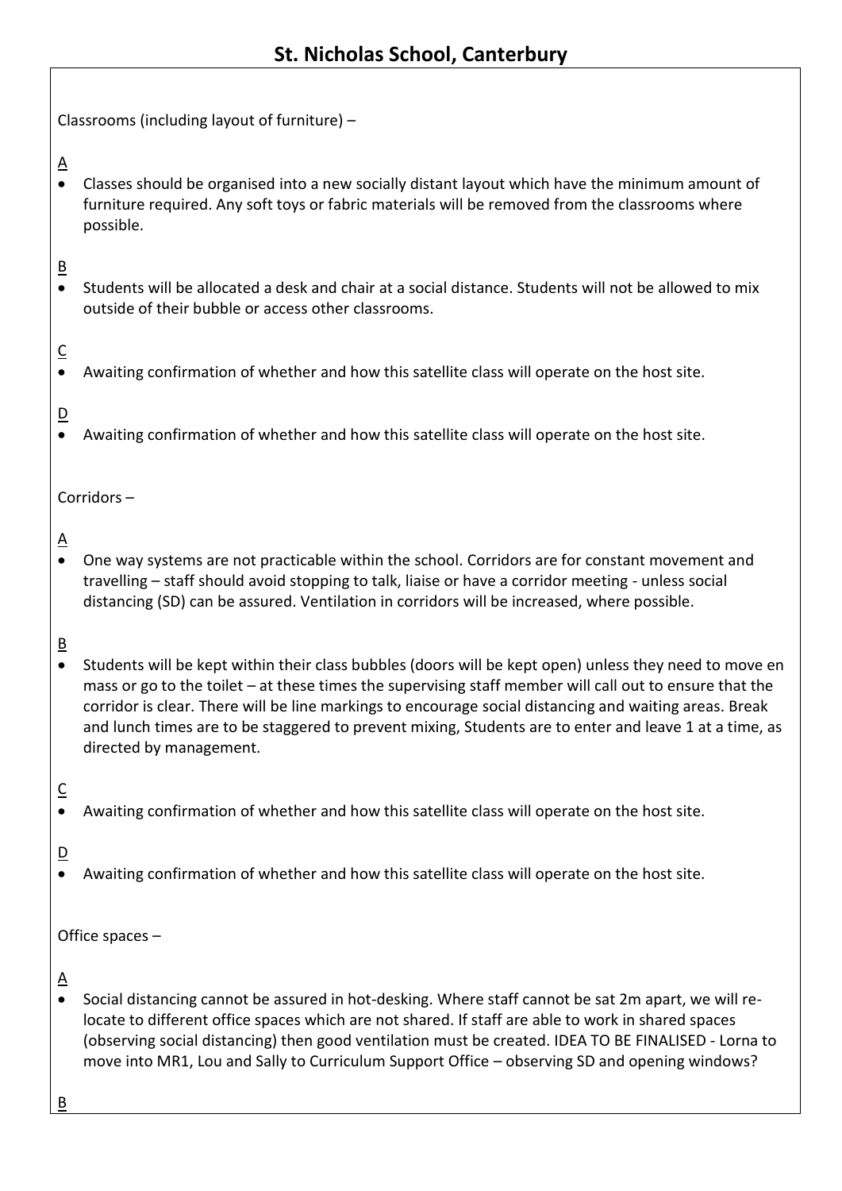# St. Nicholas School, Canterbury

Classrooms (including layout of furniture) –

A

- Classes should be organised into a new socially distant layout which have the minimum amount of furniture required. Any soft toys or fabric materials will be removed from the classrooms where possible.

B

- Students will be allocated a desk and chair at a social distance. Students will not be allowed to mix outside of their bubble or access other classrooms.

C

- Awaiting confirmation of whether and how this satellite class will operate on the host site.

D

- Awaiting confirmation of whether and how this satellite class will operate on the host site.

Corridors –

A

- One way systems are not practicable within the school. Corridors are for constant movement and travelling – staff should avoid stopping to talk, liaise or have a corridor meeting - unless social distancing (SD) can be assured. Ventilation in corridors will be increased, where possible.

B

- Students will be kept within their class bubbles (doors will be kept open) unless they need to move en mass or go to the toilet – at these times the supervising staff member will call out to ensure that the corridor is clear. There will be line markings to encourage social distancing and waiting areas. Break and lunch times are to be staggered to prevent mixing, Students are to enter and leave 1 at a time, as directed by management.

C

- Awaiting confirmation of whether and how this satellite class will operate on the host site.

D

- Awaiting confirmation of whether and how this satellite class will operate on the host site.

Office spaces –

A

- Social distancing cannot be assured in hot-desking. Where staff cannot be sat 2m apart, we will re-locate to different office spaces which are not shared. If staff are able to work in shared spaces (observing social distancing) then good ventilation must be created. IDEA TO BE FINALISED - Lorna to move into MR1, Lou and Sally to Curriculum Support Office – observing SD and opening windows?

B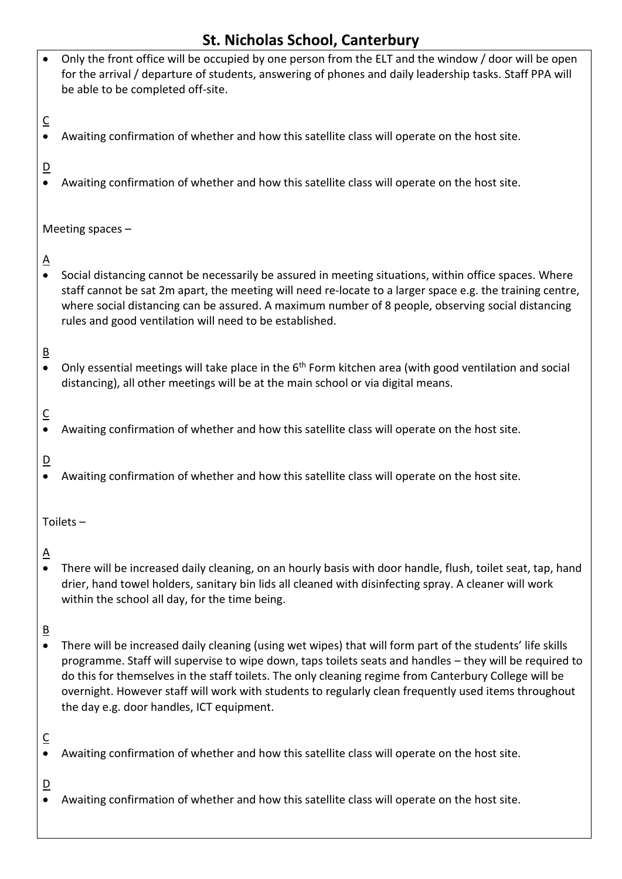# St. Nicholas School, Canterbury

- Only the front office will be occupied by one person from the ELT and the window / door will be open for the arrival / departure of students, answering of phones and daily leadership tasks. Staff PPA will be able to be completed off-site.

<u>C</u>

- Awaiting confirmation of whether and how this satellite class will operate on the host site.

<u>D</u>

- Awaiting confirmation of whether and how this satellite class will operate on the host site.

Meeting spaces –

<u>A</u>

- Social distancing cannot be necessarily be assured in meeting situations, within office spaces. Where staff cannot be sat 2m apart, the meeting will need re-locate to a larger space e.g. the training centre, where social distancing can be assured. A maximum number of 8 people, observing social distancing rules and good ventilation will need to be established.

<u>B</u>

- Only essential meetings will take place in the 6th Form kitchen area (with good ventilation and social distancing), all other meetings will be at the main school or via digital means.

<u>C</u>

- Awaiting confirmation of whether and how this satellite class will operate on the host site.

<u>D</u>

- Awaiting confirmation of whether and how this satellite class will operate on the host site.

Toilets –

<u>A</u>

- There will be increased daily cleaning, on an hourly basis with door handle, flush, toilet seat, tap, hand drier, hand towel holders, sanitary bin lids all cleaned with disinfecting spray. A cleaner will work within the school all day, for the time being.

<u>B</u>

- There will be increased daily cleaning (using wet wipes) that will form part of the students' life skills programme. Staff will supervise to wipe down, taps toilets seats and handles – they will be required to do this for themselves in the staff toilets. The only cleaning regime from Canterbury College will be overnight. However staff will work with students to regularly clean frequently used items throughout the day e.g. door handles, ICT equipment.

<u>C</u>

- Awaiting confirmation of whether and how this satellite class will operate on the host site.

<u>D</u>

- Awaiting confirmation of whether and how this satellite class will operate on the host site.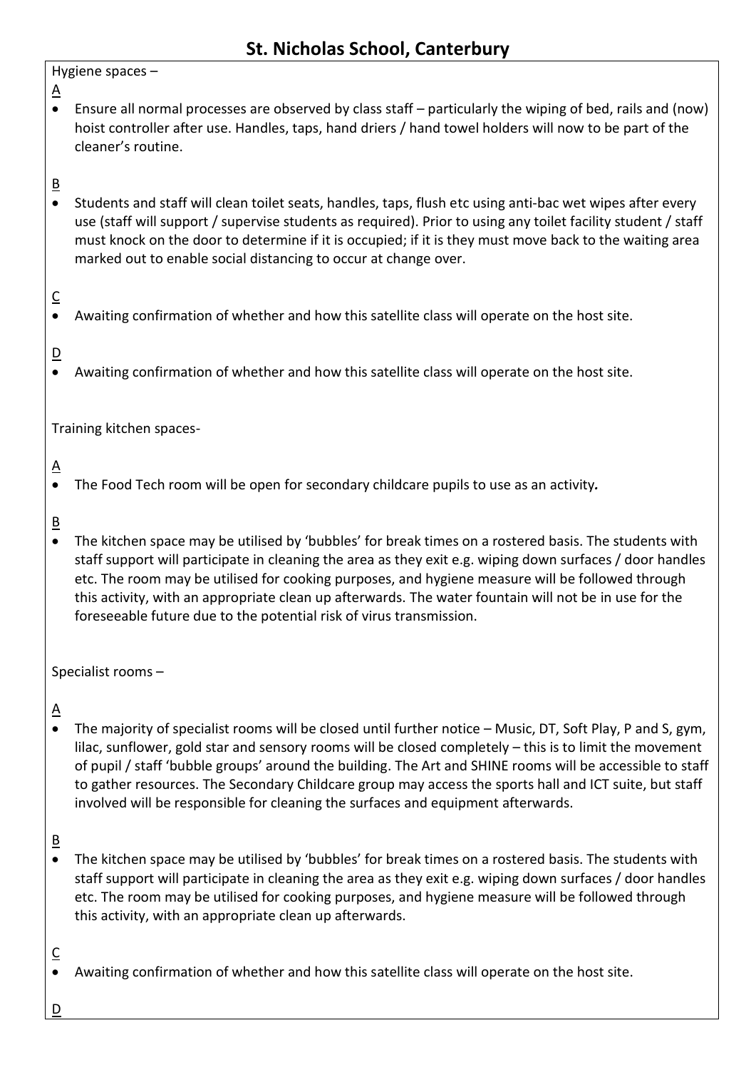# St. Nicholas School, Canterbury

Hygiene spaces –

A

- Ensure all normal processes are observed by class staff – particularly the wiping of bed, rails and (now) hoist controller after use. Handles, taps, hand driers / hand towel holders will now to be part of the cleaner's routine.

B

- Students and staff will clean toilet seats, handles, taps, flush etc using anti-bac wet wipes after every use (staff will support / supervise students as required). Prior to using any toilet facility student / staff must knock on the door to determine if it is occupied; if it is they must move back to the waiting area marked out to enable social distancing to occur at change over.

C

- Awaiting confirmation of whether and how this satellite class will operate on the host site.

D

- Awaiting confirmation of whether and how this satellite class will operate on the host site.

Training kitchen spaces-

A

- The Food Tech room will be open for secondary childcare pupils to use as an activity**.**

B

- The kitchen space may be utilised by 'bubbles' for break times on a rostered basis. The students with staff support will participate in cleaning the area as they exit e.g. wiping down surfaces / door handles etc. The room may be utilised for cooking purposes, and hygiene measure will be followed through this activity, with an appropriate clean up afterwards. The water fountain will not be in use for the foreseeable future due to the potential risk of virus transmission.

Specialist rooms –

A

- The majority of specialist rooms will be closed until further notice – Music, DT, Soft Play, P and S, gym, lilac, sunflower, gold star and sensory rooms will be closed completely – this is to limit the movement of pupil / staff 'bubble groups' around the building. The Art and SHINE rooms will be accessible to staff to gather resources. The Secondary Childcare group may access the sports hall and ICT suite, but staff involved will be responsible for cleaning the surfaces and equipment afterwards.

B

- The kitchen space may be utilised by 'bubbles' for break times on a rostered basis. The students with staff support will participate in cleaning the area as they exit e.g. wiping down surfaces / door handles etc. The room may be utilised for cooking purposes, and hygiene measure will be followed through this activity, with an appropriate clean up afterwards.

C

- Awaiting confirmation of whether and how this satellite class will operate on the host site.

D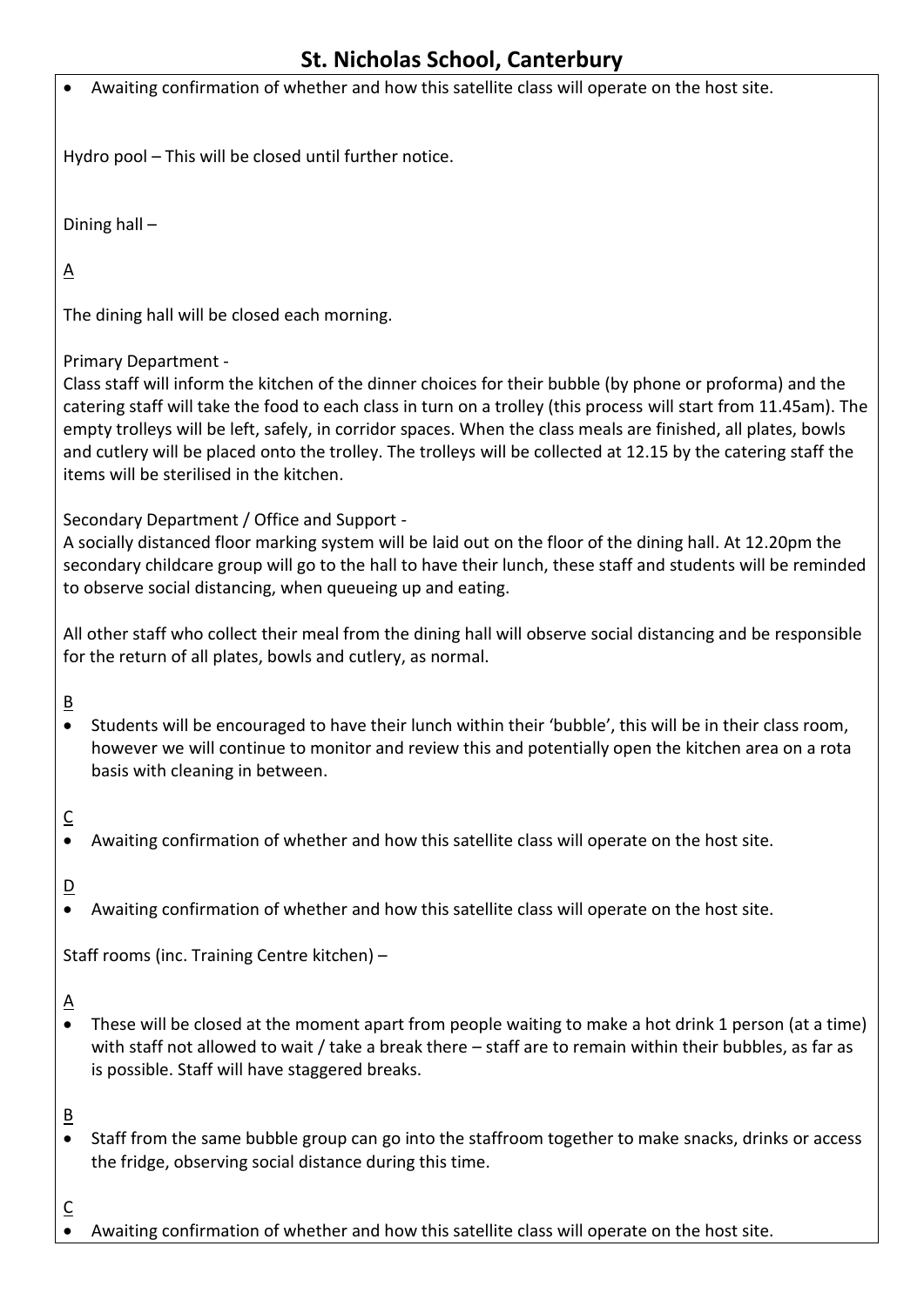- Awaiting confirmation of whether and how this satellite class will operate on the host site.

Hydro pool – This will be closed until further notice.

Dining hall –

<u>A</u>

The dining hall will be closed each morning.

Primary Department -
Class staff will inform the kitchen of the dinner choices for their bubble (by phone or proforma) and the catering staff will take the food to each class in turn on a trolley (this process will start from 11.45am). The empty trolleys will be left, safely, in corridor spaces. When the class meals are finished, all plates, bowls and cutlery will be placed onto the trolley. The trolleys will be collected at 12.15 by the catering staff the items will be sterilised in the kitchen.

Secondary Department / Office and Support -
A socially distanced floor marking system will be laid out on the floor of the dining hall. At 12.20pm the secondary childcare group will go to the hall to have their lunch, these staff and students will be reminded to observe social distancing, when queueing up and eating.

All other staff who collect their meal from the dining hall will observe social distancing and be responsible for the return of all plates, bowls and cutlery, as normal.

<u>B</u>

- Students will be encouraged to have their lunch within their 'bubble', this will be in their class room, however we will continue to monitor and review this and potentially open the kitchen area on a rota basis with cleaning in between.

<u>C</u>

- Awaiting confirmation of whether and how this satellite class will operate on the host site.

<u>D</u>

- Awaiting confirmation of whether and how this satellite class will operate on the host site.

Staff rooms (inc. Training Centre kitchen) –

<u>A</u>

- These will be closed at the moment apart from people waiting to make a hot drink 1 person (at a time) with staff not allowed to wait / take a break there – staff are to remain within their bubbles, as far as is possible. Staff will have staggered breaks.

<u>B</u>

- Staff from the same bubble group can go into the staffroom together to make snacks, drinks or access the fridge, observing social distance during this time.

<u>C</u>

- Awaiting confirmation of whether and how this satellite class will operate on the host site.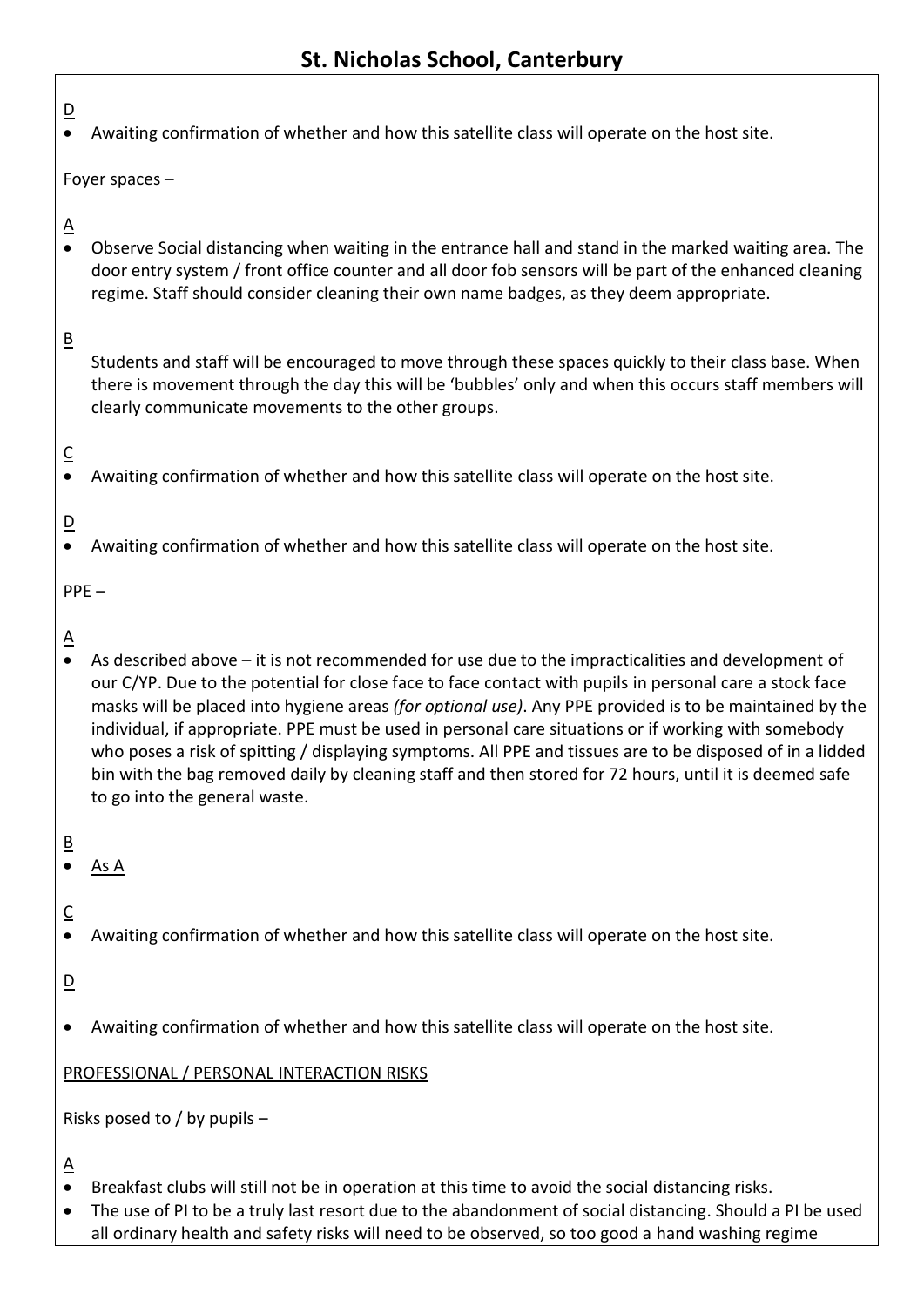D

- Awaiting confirmation of whether and how this satellite class will operate on the host site.

Foyer spaces –

A

- Observe Social distancing when waiting in the entrance hall and stand in the marked waiting area. The door entry system / front office counter and all door fob sensors will be part of the enhanced cleaning regime. Staff should consider cleaning their own name badges, as they deem appropriate.

B

Students and staff will be encouraged to move through these spaces quickly to their class base. When there is movement through the day this will be 'bubbles' only and when this occurs staff members will clearly communicate movements to the other groups.

C

- Awaiting confirmation of whether and how this satellite class will operate on the host site.

D

- Awaiting confirmation of whether and how this satellite class will operate on the host site.

PPE –

A

- As described above – it is not recommended for use due to the impracticalities and development of our C/YP. Due to the potential for close face to face contact with pupils in personal care a stock face masks will be placed into hygiene areas *(for optional use)*. Any PPE provided is to be maintained by the individual, if appropriate. PPE must be used in personal care situations or if working with somebody who poses a risk of spitting / displaying symptoms. All PPE and tissues are to be disposed of in a lidded bin with the bag removed daily by cleaning staff and then stored for 72 hours, until it is deemed safe to go into the general waste.

B

- As A

C

- Awaiting confirmation of whether and how this satellite class will operate on the host site.

D

- Awaiting confirmation of whether and how this satellite class will operate on the host site.

PROFESSIONAL / PERSONAL INTERACTION RISKS

Risks posed to / by pupils –

A

- Breakfast clubs will still not be in operation at this time to avoid the social distancing risks.
- The use of PI to be a truly last resort due to the abandonment of social distancing. Should a PI be used all ordinary health and safety risks will need to be observed, so too good a hand washing regime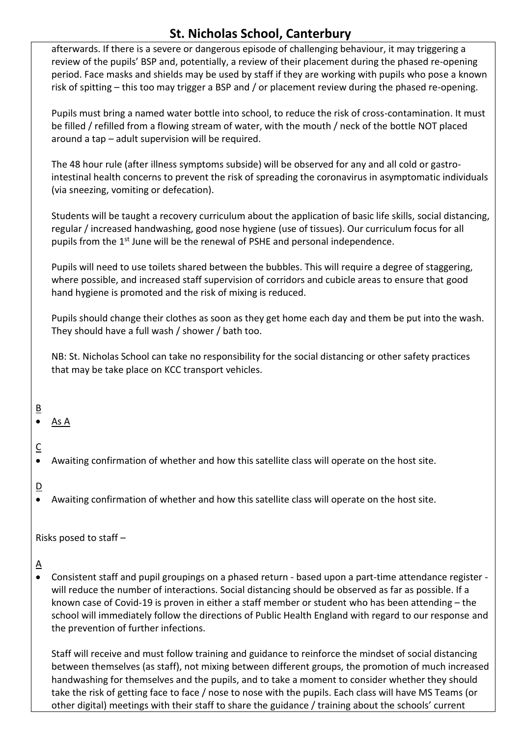afterwards. If there is a severe or dangerous episode of challenging behaviour, it may triggering a review of the pupils' BSP and, potentially, a review of their placement during the phased re-opening period. Face masks and shields may be used by staff if they are working with pupils who pose a known risk of spitting – this too may trigger a BSP and / or placement review during the phased re-opening.

Pupils must bring a named water bottle into school, to reduce the risk of cross-contamination. It must be filled / refilled from a flowing stream of water, with the mouth / neck of the bottle NOT placed around a tap – adult supervision will be required.

The 48 hour rule (after illness symptoms subside) will be observed for any and all cold or gastro-intestinal health concerns to prevent the risk of spreading the coronavirus in asymptomatic individuals (via sneezing, vomiting or defecation).

Students will be taught a recovery curriculum about the application of basic life skills, social distancing, regular / increased handwashing, good nose hygiene (use of tissues). Our curriculum focus for all pupils from the 1st June will be the renewal of PSHE and personal independence.

Pupils will need to use toilets shared between the bubbles. This will require a degree of staggering, where possible, and increased staff supervision of corridors and cubicle areas to ensure that good hand hygiene is promoted and the risk of mixing is reduced.

Pupils should change their clothes as soon as they get home each day and them be put into the wash. They should have a full wash / shower / bath too.

NB: St. Nicholas School can take no responsibility for the social distancing or other safety practices that may be take place on KCC transport vehicles.

B

- As A

C

- Awaiting confirmation of whether and how this satellite class will operate on the host site.

D

- Awaiting confirmation of whether and how this satellite class will operate on the host site.

Risks posed to staff –

A

- Consistent staff and pupil groupings on a phased return - based upon a part-time attendance register - will reduce the number of interactions. Social distancing should be observed as far as possible. If a known case of Covid-19 is proven in either a staff member or student who has been attending – the school will immediately follow the directions of Public Health England with regard to our response and the prevention of further infections.

  Staff will receive and must follow training and guidance to reinforce the mindset of social distancing between themselves (as staff), not mixing between different groups, the promotion of much increased handwashing for themselves and the pupils, and to take a moment to consider whether they should take the risk of getting face to face / nose to nose with the pupils. Each class will have MS Teams (or other digital) meetings with their staff to share the guidance / training about the schools' current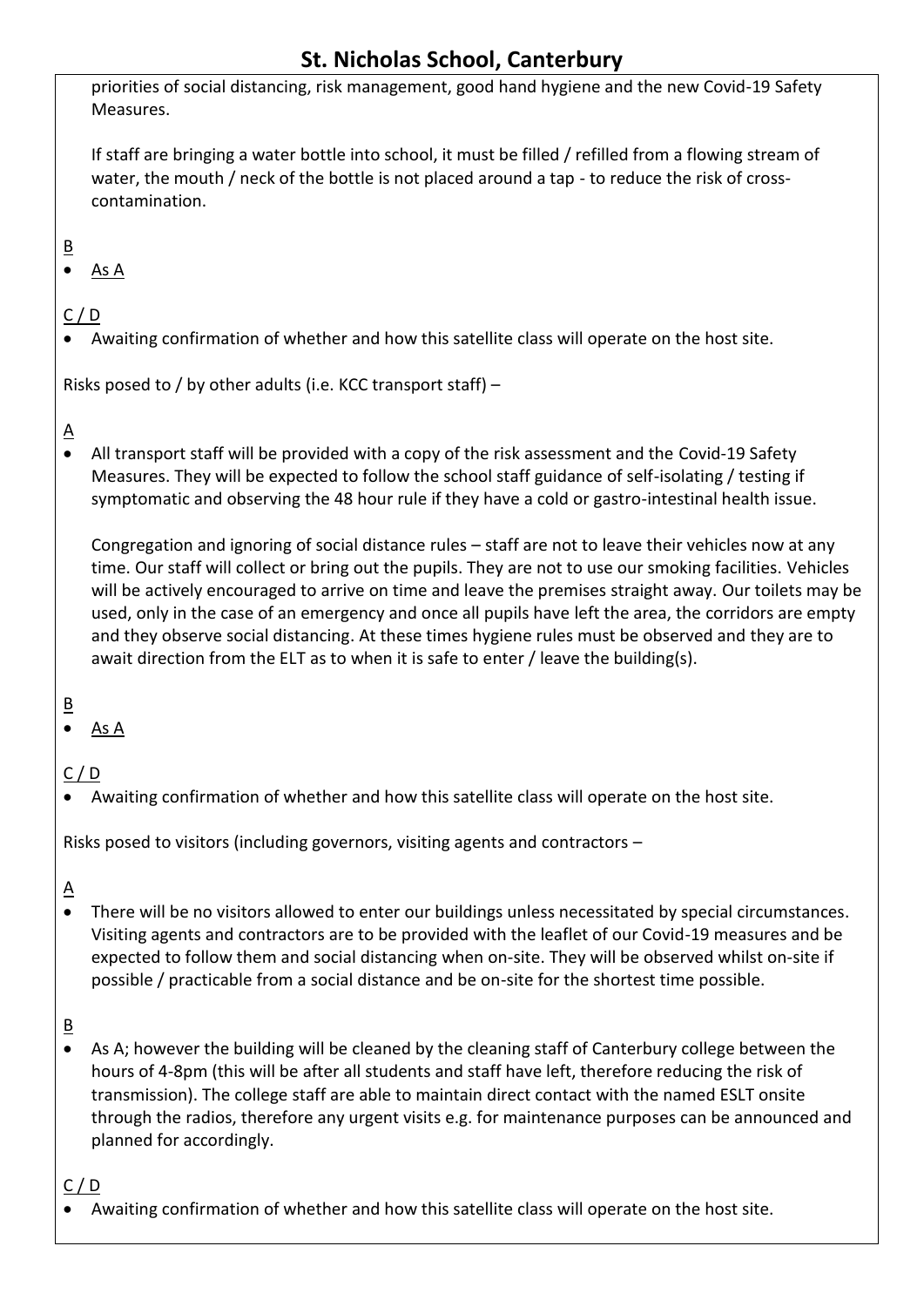priorities of social distancing, risk management, good hand hygiene and the new Covid-19 Safety Measures.

If staff are bringing a water bottle into school, it must be filled / refilled from a flowing stream of water, the mouth / neck of the bottle is not placed around a tap - to reduce the risk of cross-contamination.

<u>B</u>

- <u>As A</u>

<u>C / D</u>

- Awaiting confirmation of whether and how this satellite class will operate on the host site.

Risks posed to / by other adults (i.e. KCC transport staff) –

<u>A</u>

- All transport staff will be provided with a copy of the risk assessment and the Covid-19 Safety Measures. They will be expected to follow the school staff guidance of self-isolating / testing if symptomatic and observing the 48 hour rule if they have a cold or gastro-intestinal health issue.

  Congregation and ignoring of social distance rules – staff are not to leave their vehicles now at any time. Our staff will collect or bring out the pupils. They are not to use our smoking facilities. Vehicles will be actively encouraged to arrive on time and leave the premises straight away. Our toilets may be used, only in the case of an emergency and once all pupils have left the area, the corridors are empty and they observe social distancing. At these times hygiene rules must be observed and they are to await direction from the ELT as to when it is safe to enter / leave the building(s).

<u>B</u>

- <u>As A</u>

<u>C / D</u>

- Awaiting confirmation of whether and how this satellite class will operate on the host site.

Risks posed to visitors (including governors, visiting agents and contractors –

<u>A</u>

- There will be no visitors allowed to enter our buildings unless necessitated by special circumstances. Visiting agents and contractors are to be provided with the leaflet of our Covid-19 measures and be expected to follow them and social distancing when on-site. They will be observed whilst on-site if possible / practicable from a social distance and be on-site for the shortest time possible.

<u>B</u>

- As A; however the building will be cleaned by the cleaning staff of Canterbury college between the hours of 4-8pm (this will be after all students and staff have left, therefore reducing the risk of transmission). The college staff are able to maintain direct contact with the named ESLT onsite through the radios, therefore any urgent visits e.g. for maintenance purposes can be announced and planned for accordingly.

<u>C / D</u>

- Awaiting confirmation of whether and how this satellite class will operate on the host site.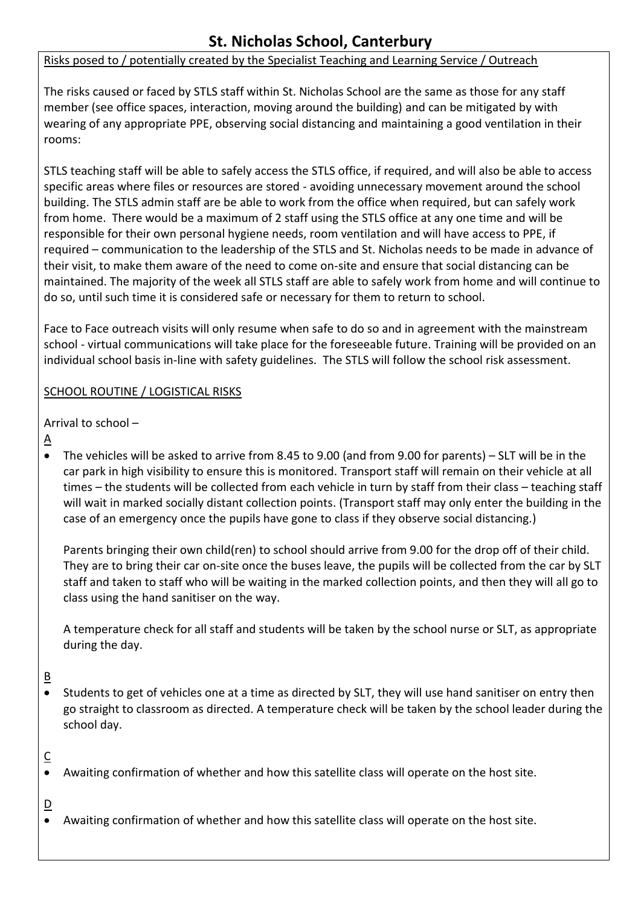# St. Nicholas School, Canterbury

Risks posed to / potentially created by the Specialist Teaching and Learning Service / Outreach

The risks caused or faced by STLS staff within St. Nicholas School are the same as those for any staff member (see office spaces, interaction, moving around the building) and can be mitigated by with wearing of any appropriate PPE, observing social distancing and maintaining a good ventilation in their rooms:

STLS teaching staff will be able to safely access the STLS office, if required, and will also be able to access specific areas where files or resources are stored - avoiding unnecessary movement around the school building. The STLS admin staff are be able to work from the office when required, but can safely work from home. There would be a maximum of 2 staff using the STLS office at any one time and will be responsible for their own personal hygiene needs, room ventilation and will have access to PPE, if required – communication to the leadership of the STLS and St. Nicholas needs to be made in advance of their visit, to make them aware of the need to come on-site and ensure that social distancing can be maintained. The majority of the week all STLS staff are able to safely work from home and will continue to do so, until such time it is considered safe or necessary for them to return to school.

Face to Face outreach visits will only resume when safe to do so and in agreement with the mainstream school - virtual communications will take place for the foreseeable future. Training will be provided on an individual school basis in-line with safety guidelines. The STLS will follow the school risk assessment.

SCHOOL ROUTINE / LOGISTICAL RISKS

Arrival to school –

A

- The vehicles will be asked to arrive from 8.45 to 9.00 (and from 9.00 for parents) – SLT will be in the car park in high visibility to ensure this is monitored. Transport staff will remain on their vehicle at all times – the students will be collected from each vehicle in turn by staff from their class – teaching staff will wait in marked socially distant collection points. (Transport staff may only enter the building in the case of an emergency once the pupils have gone to class if they observe social distancing.)

  Parents bringing their own child(ren) to school should arrive from 9.00 for the drop off of their child. They are to bring their car on-site once the buses leave, the pupils will be collected from the car by SLT staff and taken to staff who will be waiting in the marked collection points, and then they will all go to class using the hand sanitiser on the way.

  A temperature check for all staff and students will be taken by the school nurse or SLT, as appropriate during the day.

B

- Students to get of vehicles one at a time as directed by SLT, they will use hand sanitiser on entry then go straight to classroom as directed. A temperature check will be taken by the school leader during the school day.

C

- Awaiting confirmation of whether and how this satellite class will operate on the host site.

D

- Awaiting confirmation of whether and how this satellite class will operate on the host site.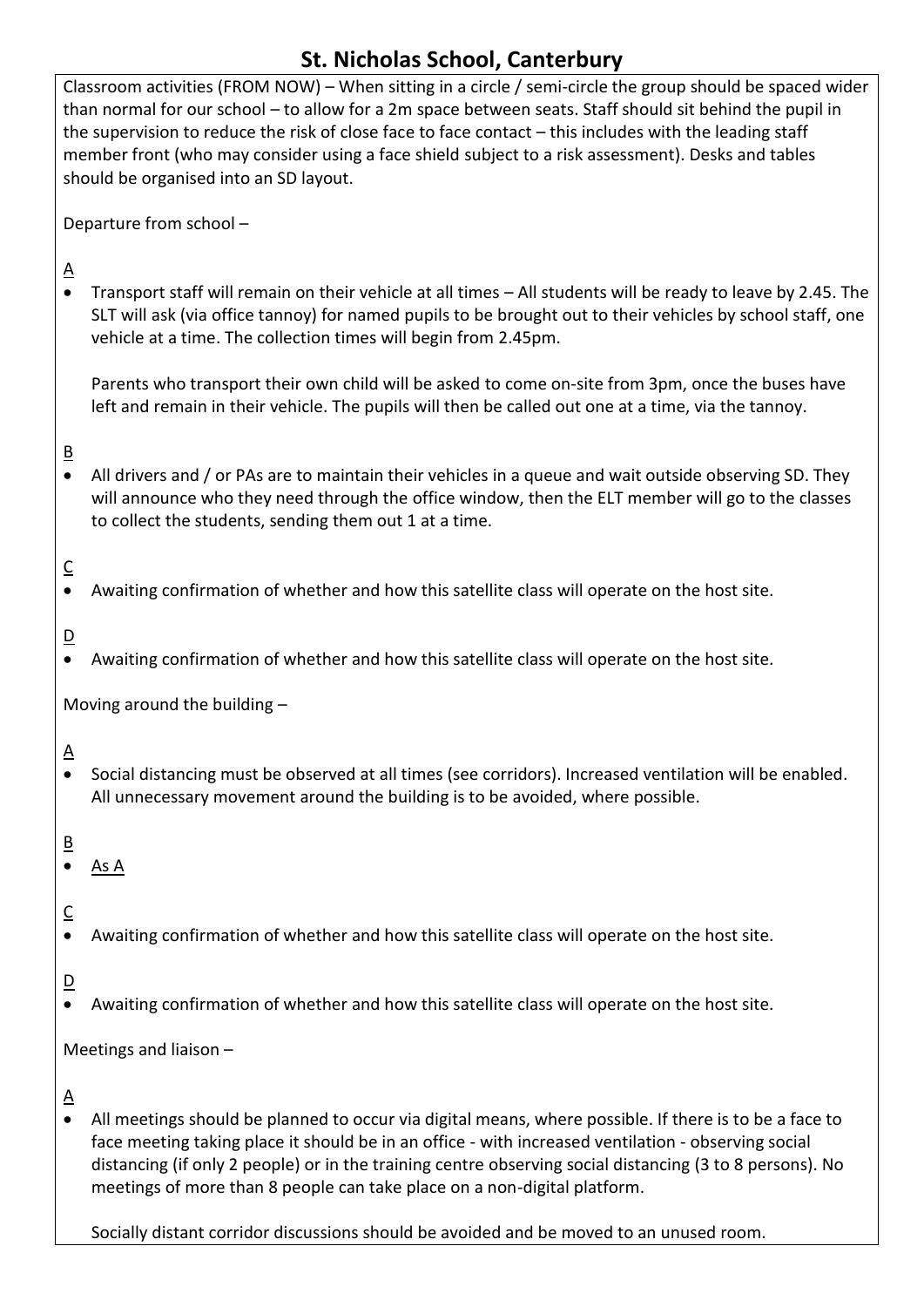# St. Nicholas School, Canterbury

Classroom activities (FROM NOW) – When sitting in a circle / semi-circle the group should be spaced wider than normal for our school – to allow for a 2m space between seats. Staff should sit behind the pupil in the supervision to reduce the risk of close face to face contact – this includes with the leading staff member front (who may consider using a face shield subject to a risk assessment). Desks and tables should be organised into an SD layout.

Departure from school –

A

- Transport staff will remain on their vehicle at all times – All students will be ready to leave by 2.45. The SLT will ask (via office tannoy) for named pupils to be brought out to their vehicles by school staff, one vehicle at a time. The collection times will begin from 2.45pm.

  Parents who transport their own child will be asked to come on-site from 3pm, once the buses have left and remain in their vehicle. The pupils will then be called out one at a time, via the tannoy.

B

- All drivers and / or PAs are to maintain their vehicles in a queue and wait outside observing SD. They will announce who they need through the office window, then the ELT member will go to the classes to collect the students, sending them out 1 at a time.

C

- Awaiting confirmation of whether and how this satellite class will operate on the host site.

D

- Awaiting confirmation of whether and how this satellite class will operate on the host site.

Moving around the building –

A

- Social distancing must be observed at all times (see corridors). Increased ventilation will be enabled. All unnecessary movement around the building is to be avoided, where possible.

B

- As A

C

- Awaiting confirmation of whether and how this satellite class will operate on the host site.

D

- Awaiting confirmation of whether and how this satellite class will operate on the host site.

Meetings and liaison –

A

- All meetings should be planned to occur via digital means, where possible. If there is to be a face to face meeting taking place it should be in an office - with increased ventilation - observing social distancing (if only 2 people) or in the training centre observing social distancing (3 to 8 persons). No meetings of more than 8 people can take place on a non-digital platform.

  Socially distant corridor discussions should be avoided and be moved to an unused room.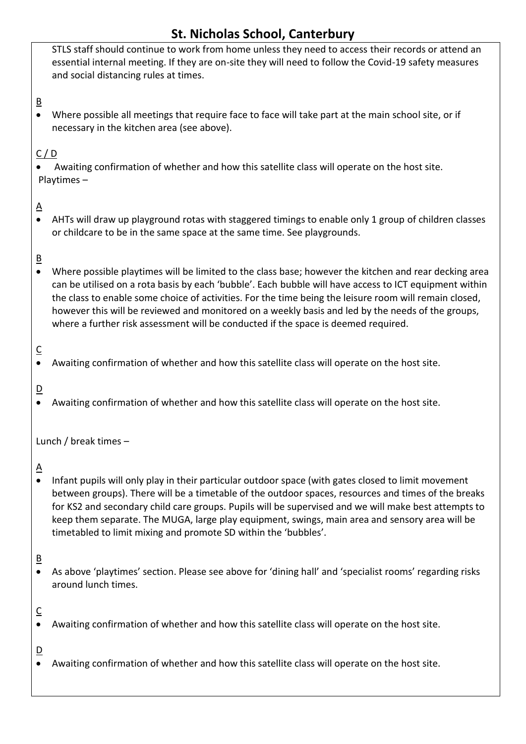STLS staff should continue to work from home unless they need to access their records or attend an essential internal meeting. If they are on-site they will need to follow the Covid-19 safety measures and social distancing rules at times.

<u>B</u>

- Where possible all meetings that require face to face will take part at the main school site, or if necessary in the kitchen area (see above).

<u>C / D</u>

- Awaiting confirmation of whether and how this satellite class will operate on the host site.

Playtimes –

<u>A</u>

- AHTs will draw up playground rotas with staggered timings to enable only 1 group of children classes or childcare to be in the same space at the same time. See playgrounds.

<u>B</u>

- Where possible playtimes will be limited to the class base; however the kitchen and rear decking area can be utilised on a rota basis by each 'bubble'. Each bubble will have access to ICT equipment within the class to enable some choice of activities. For the time being the leisure room will remain closed, however this will be reviewed and monitored on a weekly basis and led by the needs of the groups, where a further risk assessment will be conducted if the space is deemed required.

<u>C</u>

- Awaiting confirmation of whether and how this satellite class will operate on the host site.

<u>D</u>

- Awaiting confirmation of whether and how this satellite class will operate on the host site.

Lunch / break times –

<u>A</u>

- Infant pupils will only play in their particular outdoor space (with gates closed to limit movement between groups). There will be a timetable of the outdoor spaces, resources and times of the breaks for KS2 and secondary child care groups. Pupils will be supervised and we will make best attempts to keep them separate. The MUGA, large play equipment, swings, main area and sensory area will be timetabled to limit mixing and promote SD within the 'bubbles'.

<u>B</u>

- As above 'playtimes' section. Please see above for 'dining hall' and 'specialist rooms' regarding risks around lunch times.

<u>C</u>

- Awaiting confirmation of whether and how this satellite class will operate on the host site.

<u>D</u>

- Awaiting confirmation of whether and how this satellite class will operate on the host site.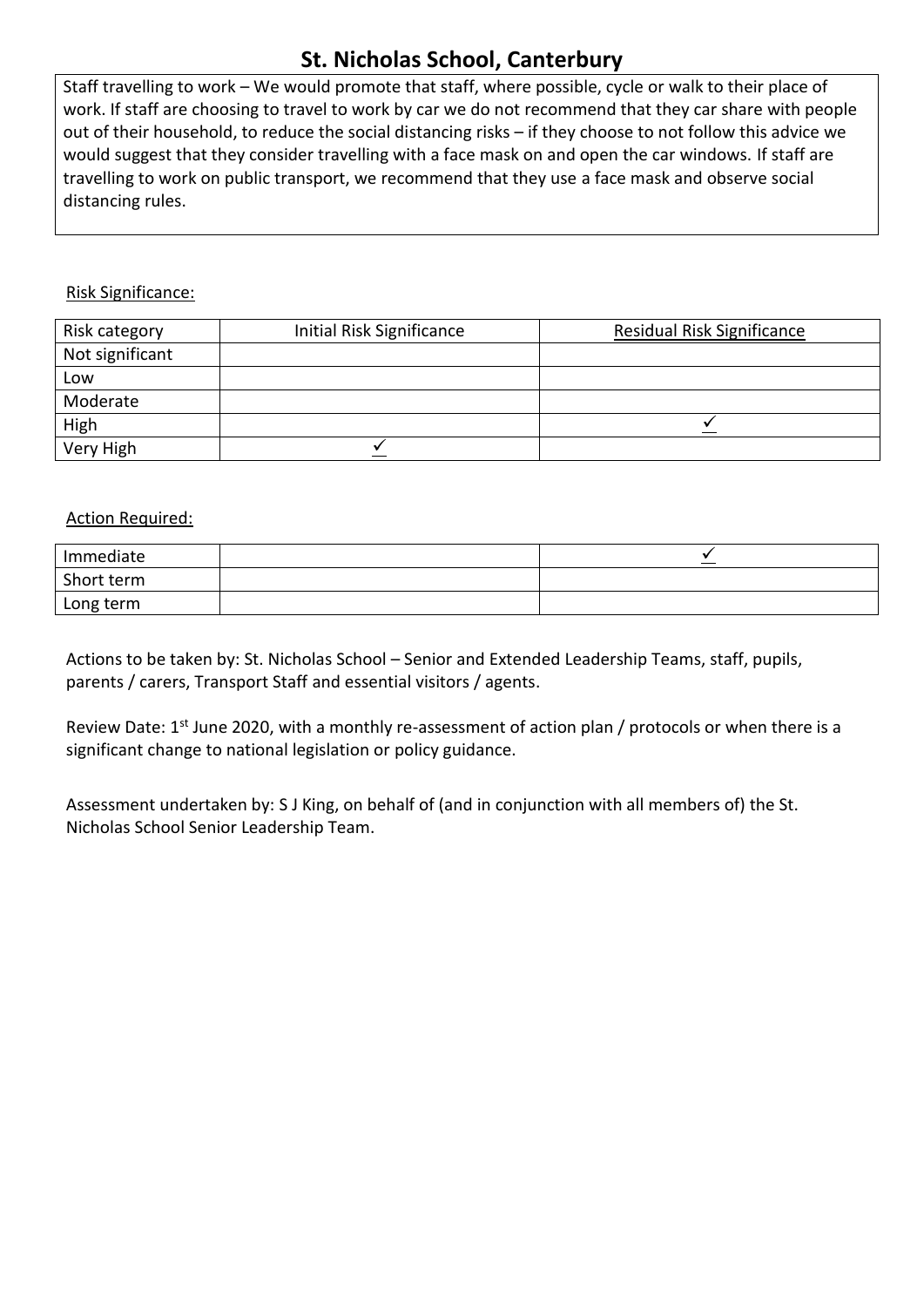# St. Nicholas School, Canterbury

Staff travelling to work – We would promote that staff, where possible, cycle or walk to their place of work. If staff are choosing to travel to work by car we do not recommend that they car share with people out of their household, to reduce the social distancing risks – if they choose to not follow this advice we would suggest that they consider travelling with a face mask on and open the car windows. If staff are travelling to work on public transport, we recommend that they use a face mask and observe social distancing rules.

Risk Significance:

| Risk category | Initial Risk Significance | Residual Risk Significance |
|---|---|---|
| Not significant | | |
| Low | | |
| Moderate | | |
| High | | ✓ |
| Very High | ✓ | |

Action Required:

| | | |
|---|---|---|
| Immediate | | ✓ |
| Short term | | |
| Long term | | |

Actions to be taken by: St. Nicholas School – Senior and Extended Leadership Teams, staff, pupils, parents / carers, Transport Staff and essential visitors / agents.

Review Date: 1st June 2020, with a monthly re-assessment of action plan / protocols or when there is a significant change to national legislation or policy guidance.

Assessment undertaken by: S J King, on behalf of (and in conjunction with all members of) the St. Nicholas School Senior Leadership Team.